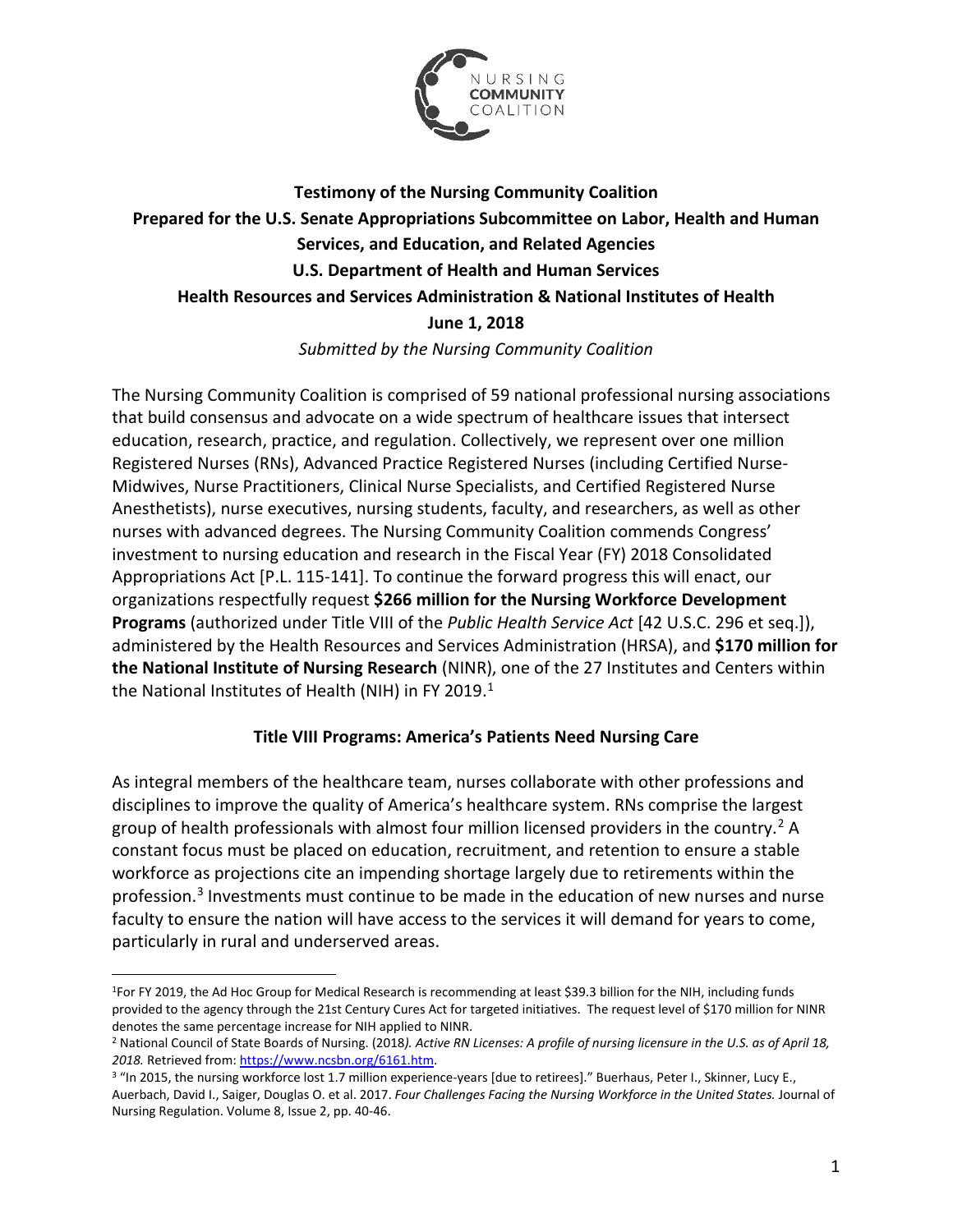NURSING COMMUNITY COALITION

**Testimony of the Nursing Community Coalition**
**Prepared for the U.S. Senate Appropriations Subcommittee on Labor, Health and Human Services, and Education, and Related Agencies**
**U.S. Department of Health and Human Services**
**Health Resources and Services Administration & National Institutes of Health**
**June 1, 2018**

*Submitted by the Nursing Community Coalition*

The Nursing Community Coalition is comprised of 59 national professional nursing associations that build consensus and advocate on a wide spectrum of healthcare issues that intersect education, research, practice, and regulation. Collectively, we represent over one million Registered Nurses (RNs), Advanced Practice Registered Nurses (including Certified Nurse-Midwives, Nurse Practitioners, Clinical Nurse Specialists, and Certified Registered Nurse Anesthetists), nurse executives, nursing students, faculty, and researchers, as well as other nurses with advanced degrees. The Nursing Community Coalition commends Congress' investment to nursing education and research in the Fiscal Year (FY) 2018 Consolidated Appropriations Act [P.L. 115-141]. To continue the forward progress this will enact, our organizations respectfully request **$266 million for the Nursing Workforce Development Programs** (authorized under Title VIII of the *Public Health Service Act* [42 U.S.C. 296 et seq.]), administered by the Health Resources and Services Administration (HRSA), and **$170 million for the National Institute of Nursing Research** (NINR), one of the 27 Institutes and Centers within the National Institutes of Health (NIH) in FY 2019.[1]

## Title VIII Programs: America's Patients Need Nursing Care

As integral members of the healthcare team, nurses collaborate with other professions and disciplines to improve the quality of America's healthcare system. RNs comprise the largest group of health professionals with almost four million licensed providers in the country.[2] A constant focus must be placed on education, recruitment, and retention to ensure a stable workforce as projections cite an impending shortage largely due to retirements within the profession.[3] Investments must continue to be made in the education of new nurses and nurse faculty to ensure the nation will have access to the services it will demand for years to come, particularly in rural and underserved areas.

---

[1]For FY 2019, the Ad Hoc Group for Medical Research is recommending at least $39.3 billion for the NIH, including funds provided to the agency through the 21st Century Cures Act for targeted initiatives. The request level of $170 million for NINR denotes the same percentage increase for NIH applied to NINR.

[2] National Council of State Boards of Nursing. (2018*). Active RN Licenses: A profile of nursing licensure in the U.S. as of April 18, 2018.* Retrieved from: https://www.ncsbn.org/6161.htm.

[3] "In 2015, the nursing workforce lost 1.7 million experience-years [due to retirees]." Buerhaus, Peter I., Skinner, Lucy E., Auerbach, David I., Saiger, Douglas O. et al. 2017. *Four Challenges Facing the Nursing Workforce in the United States.* Journal of Nursing Regulation. Volume 8, Issue 2, pp. 40-46.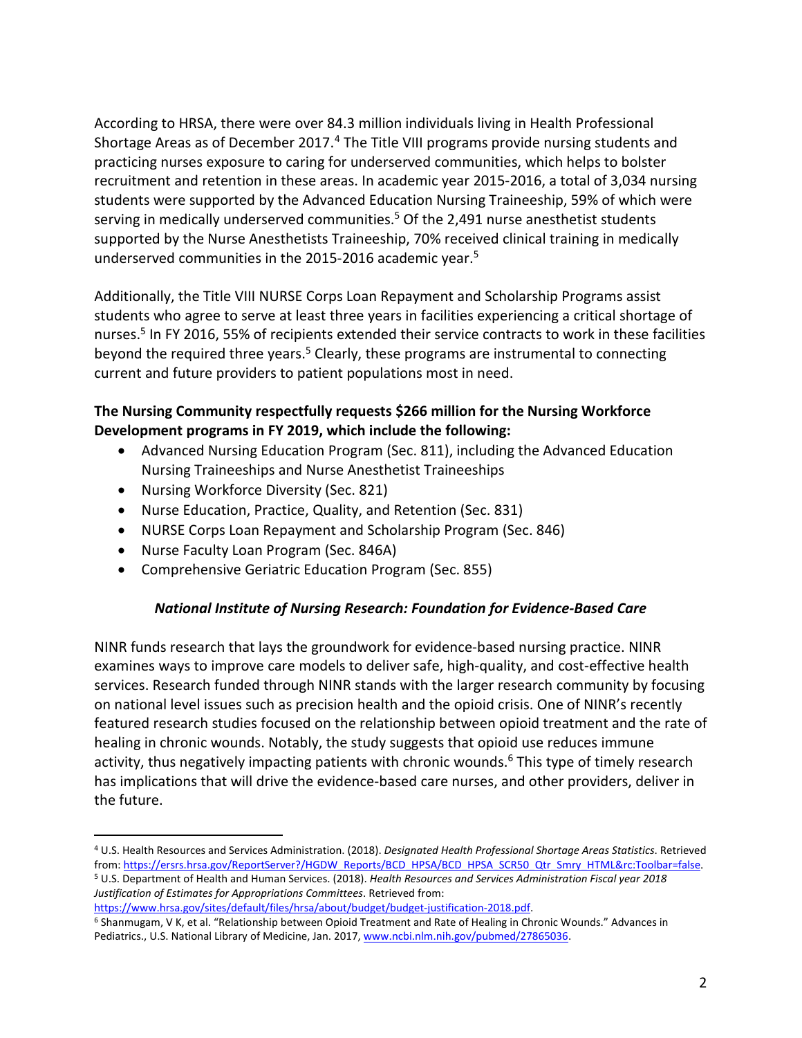According to HRSA, there were over 84.3 million individuals living in Health Professional Shortage Areas as of December 2017.[4] The Title VIII programs provide nursing students and practicing nurses exposure to caring for underserved communities, which helps to bolster recruitment and retention in these areas. In academic year 2015-2016, a total of 3,034 nursing students were supported by the Advanced Education Nursing Traineeship, 59% of which were serving in medically underserved communities.[5] Of the 2,491 nurse anesthetist students supported by the Nurse Anesthetists Traineeship, 70% received clinical training in medically underserved communities in the 2015-2016 academic year.[5]

Additionally, the Title VIII NURSE Corps Loan Repayment and Scholarship Programs assist students who agree to serve at least three years in facilities experiencing a critical shortage of nurses.[5] In FY 2016, 55% of recipients extended their service contracts to work in these facilities beyond the required three years.[5] Clearly, these programs are instrumental to connecting current and future providers to patient populations most in need.

**The Nursing Community respectfully requests $266 million for the Nursing Workforce Development programs in FY 2019, which include the following:**

- Advanced Nursing Education Program (Sec. 811), including the Advanced Education Nursing Traineeships and Nurse Anesthetist Traineeships
- Nursing Workforce Diversity (Sec. 821)
- Nurse Education, Practice, Quality, and Retention (Sec. 831)
- NURSE Corps Loan Repayment and Scholarship Program (Sec. 846)
- Nurse Faculty Loan Program (Sec. 846A)
- Comprehensive Geriatric Education Program (Sec. 855)

***National Institute of Nursing Research: Foundation for Evidence-Based Care***

NINR funds research that lays the groundwork for evidence-based nursing practice. NINR examines ways to improve care models to deliver safe, high-quality, and cost-effective health services. Research funded through NINR stands with the larger research community by focusing on national level issues such as precision health and the opioid crisis. One of NINR's recently featured research studies focused on the relationship between opioid treatment and the rate of healing in chronic wounds. Notably, the study suggests that opioid use reduces immune activity, thus negatively impacting patients with chronic wounds.[6] This type of timely research has implications that will drive the evidence-based care nurses, and other providers, deliver in the future.

---

[4] U.S. Health Resources and Services Administration. (2018). *Designated Health Professional Shortage Areas Statistics*. Retrieved from: https://ersrs.hrsa.gov/ReportServer?/HGDW_Reports/BCD_HPSA/BCD_HPSA_SCR50_Qtr_Smry_HTML&rc:Toolbar=false.

[5] U.S. Department of Health and Human Services. (2018). *Health Resources and Services Administration Fiscal year 2018 Justification of Estimates for Appropriations Committees*. Retrieved from: https://www.hrsa.gov/sites/default/files/hrsa/about/budget/budget-justification-2018.pdf.

[6] Shanmugam, V K, et al. "Relationship between Opioid Treatment and Rate of Healing in Chronic Wounds." Advances in Pediatrics., U.S. National Library of Medicine, Jan. 2017, www.ncbi.nlm.nih.gov/pubmed/27865036.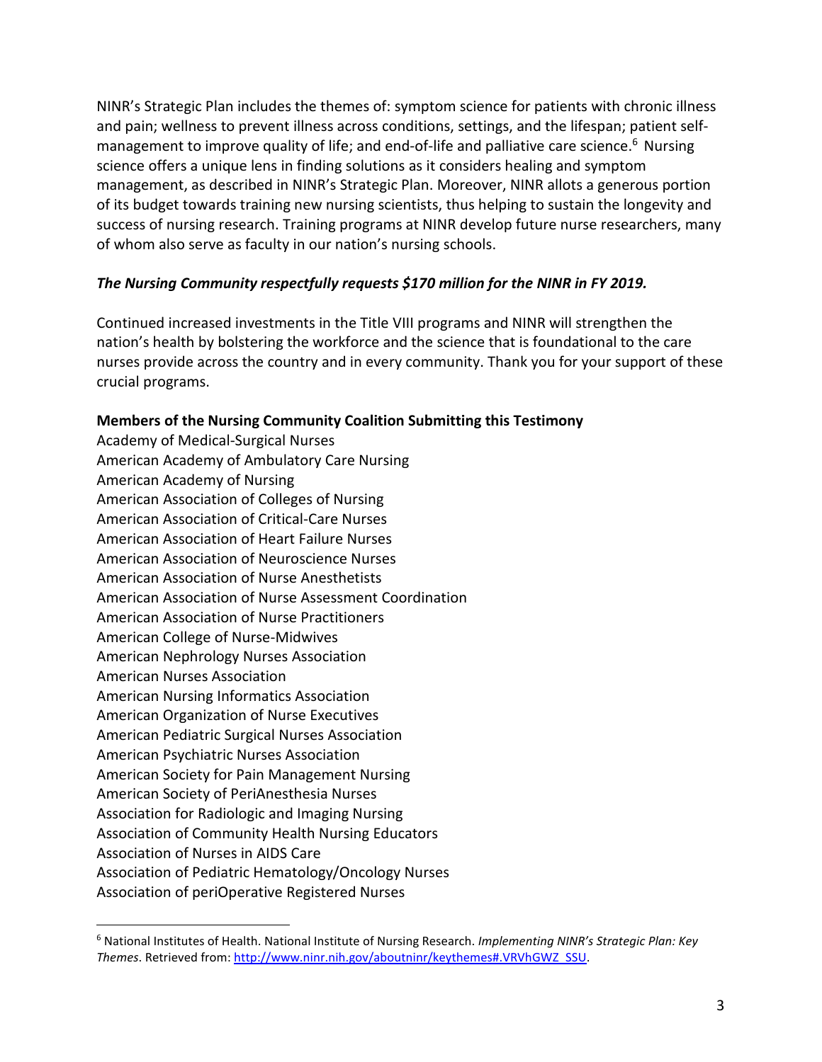NINR's Strategic Plan includes the themes of: symptom science for patients with chronic illness and pain; wellness to prevent illness across conditions, settings, and the lifespan; patient self-management to improve quality of life; and end-of-life and palliative care science.[6] Nursing science offers a unique lens in finding solutions as it considers healing and symptom management, as described in NINR's Strategic Plan. Moreover, NINR allots a generous portion of its budget towards training new nursing scientists, thus helping to sustain the longevity and success of nursing research. Training programs at NINR develop future nurse researchers, many of whom also serve as faculty in our nation's nursing schools.

***The Nursing Community respectfully requests $170 million for the NINR in FY 2019.***

Continued increased investments in the Title VIII programs and NINR will strengthen the nation's health by bolstering the workforce and the science that is foundational to the care nurses provide across the country and in every community. Thank you for your support of these crucial programs.

**Members of the Nursing Community Coalition Submitting this Testimony**

Academy of Medical-Surgical Nurses
American Academy of Ambulatory Care Nursing
American Academy of Nursing
American Association of Colleges of Nursing
American Association of Critical-Care Nurses
American Association of Heart Failure Nurses
American Association of Neuroscience Nurses
American Association of Nurse Anesthetists
American Association of Nurse Assessment Coordination
American Association of Nurse Practitioners
American College of Nurse-Midwives
American Nephrology Nurses Association
American Nurses Association
American Nursing Informatics Association
American Organization of Nurse Executives
American Pediatric Surgical Nurses Association
American Psychiatric Nurses Association
American Society for Pain Management Nursing
American Society of PeriAnesthesia Nurses
Association for Radiologic and Imaging Nursing
Association of Community Health Nursing Educators
Association of Nurses in AIDS Care
Association of Pediatric Hematology/Oncology Nurses
Association of periOperative Registered Nurses

[6] National Institutes of Health. National Institute of Nursing Research. *Implementing NINR's Strategic Plan: Key Themes*. Retrieved from: http://www.ninr.nih.gov/aboutninr/keythemes#.VRVhGWZ_SSU.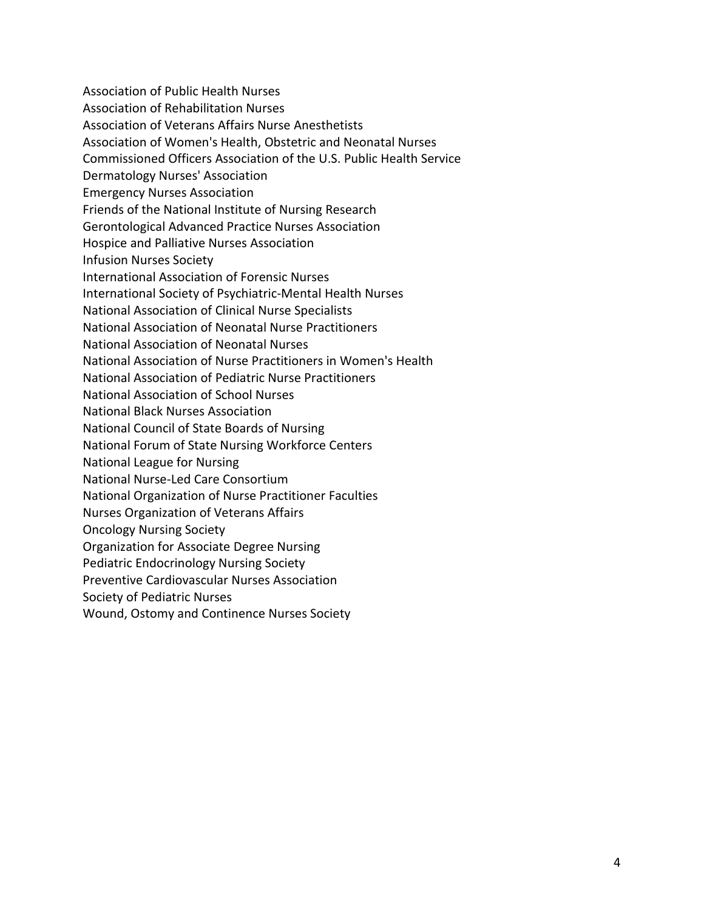Association of Public Health Nurses
Association of Rehabilitation Nurses
Association of Veterans Affairs Nurse Anesthetists
Association of Women's Health, Obstetric and Neonatal Nurses
Commissioned Officers Association of the U.S. Public Health Service
Dermatology Nurses' Association
Emergency Nurses Association
Friends of the National Institute of Nursing Research
Gerontological Advanced Practice Nurses Association
Hospice and Palliative Nurses Association
Infusion Nurses Society
International Association of Forensic Nurses
International Society of Psychiatric-Mental Health Nurses
National Association of Clinical Nurse Specialists
National Association of Neonatal Nurse Practitioners
National Association of Neonatal Nurses
National Association of Nurse Practitioners in Women's Health
National Association of Pediatric Nurse Practitioners
National Association of School Nurses
National Black Nurses Association
National Council of State Boards of Nursing
National Forum of State Nursing Workforce Centers
National League for Nursing
National Nurse-Led Care Consortium
National Organization of Nurse Practitioner Faculties
Nurses Organization of Veterans Affairs
Oncology Nursing Society
Organization for Associate Degree Nursing
Pediatric Endocrinology Nursing Society
Preventive Cardiovascular Nurses Association
Society of Pediatric Nurses
Wound, Ostomy and Continence Nurses Society